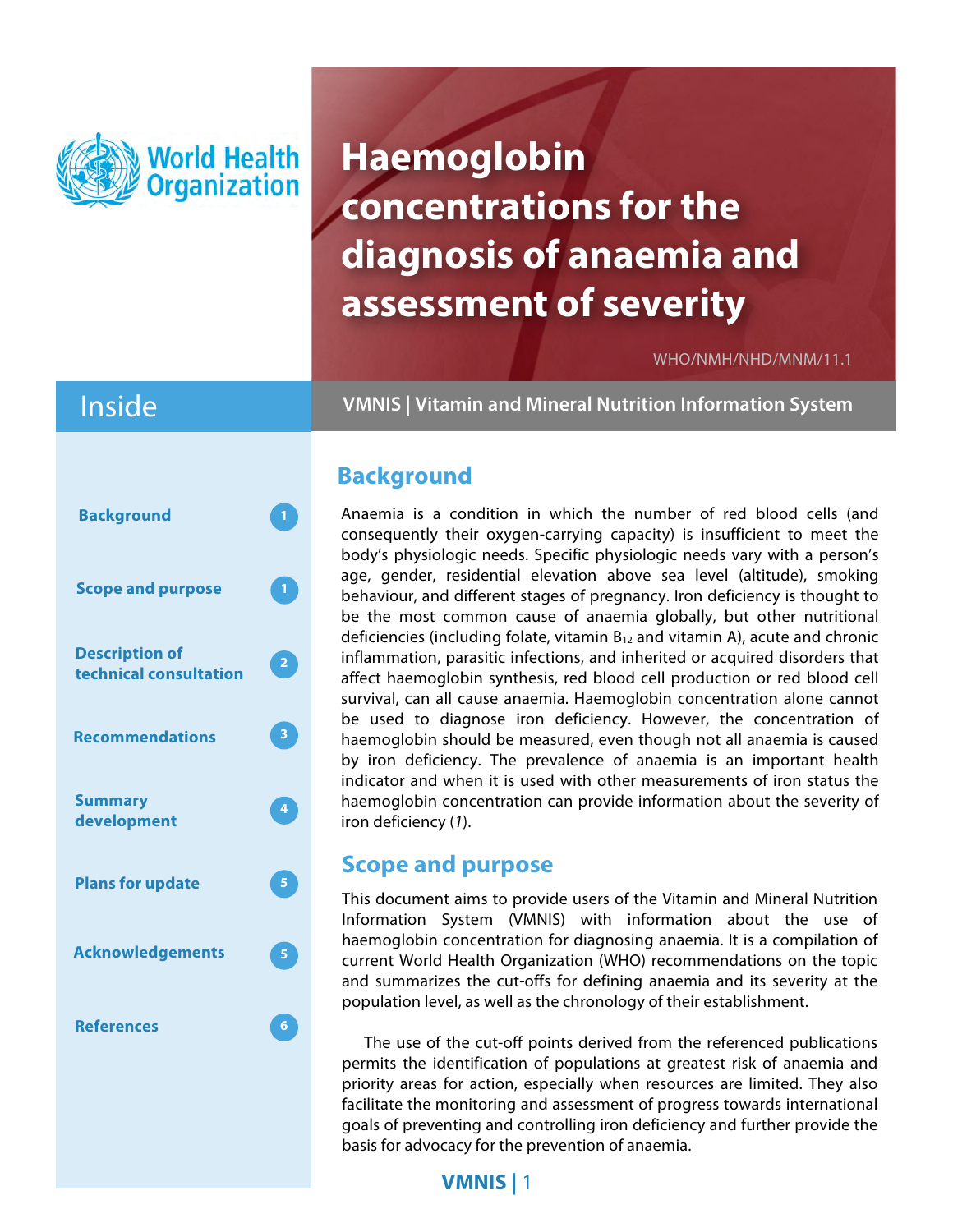World Health Organization

# Haemoglobin concentrations for the diagnosis of anaemia and assessment of severity

WHO/NMH/NHD/MNM/11.1

**VMNIS | Vitamin and Mineral Nutrition Information System**

## Inside

- Background — 1
- Scope and purpose — 1
- Description of technical consultation — 2
- Recommendations — 3
- Summary development — 4
- Plans for update — 5
- Acknowledgements — 5
- References — 6

## Background

Anaemia is a condition in which the number of red blood cells (and consequently their oxygen-carrying capacity) is insufficient to meet the body's physiologic needs. Specific physiologic needs vary with a person's age, gender, residential elevation above sea level (altitude), smoking behaviour, and different stages of pregnancy. Iron deficiency is thought to be the most common cause of anaemia globally, but other nutritional deficiencies (including folate, vitamin $B_{12}$ and vitamin A), acute and chronic inflammation, parasitic infections, and inherited or acquired disorders that affect haemoglobin synthesis, red blood cell production or red blood cell survival, can all cause anaemia. Haemoglobin concentration alone cannot be used to diagnose iron deficiency. However, the concentration of haemoglobin should be measured, even though not all anaemia is caused by iron deficiency. The prevalence of anaemia is an important health indicator and when it is used with other measurements of iron status the haemoglobin concentration can provide information about the severity of iron deficiency (*1*).

## Scope and purpose

This document aims to provide users of the Vitamin and Mineral Nutrition Information System (VMNIS) with information about the use of haemoglobin concentration for diagnosing anaemia. It is a compilation of current World Health Organization (WHO) recommendations on the topic and summarizes the cut-offs for defining anaemia and its severity at the population level, as well as the chronology of their establishment.

The use of the cut-off points derived from the referenced publications permits the identification of populations at greatest risk of anaemia and priority areas for action, especially when resources are limited. They also facilitate the monitoring and assessment of progress towards international goals of preventing and controlling iron deficiency and further provide the basis for advocacy for the prevention of anaemia.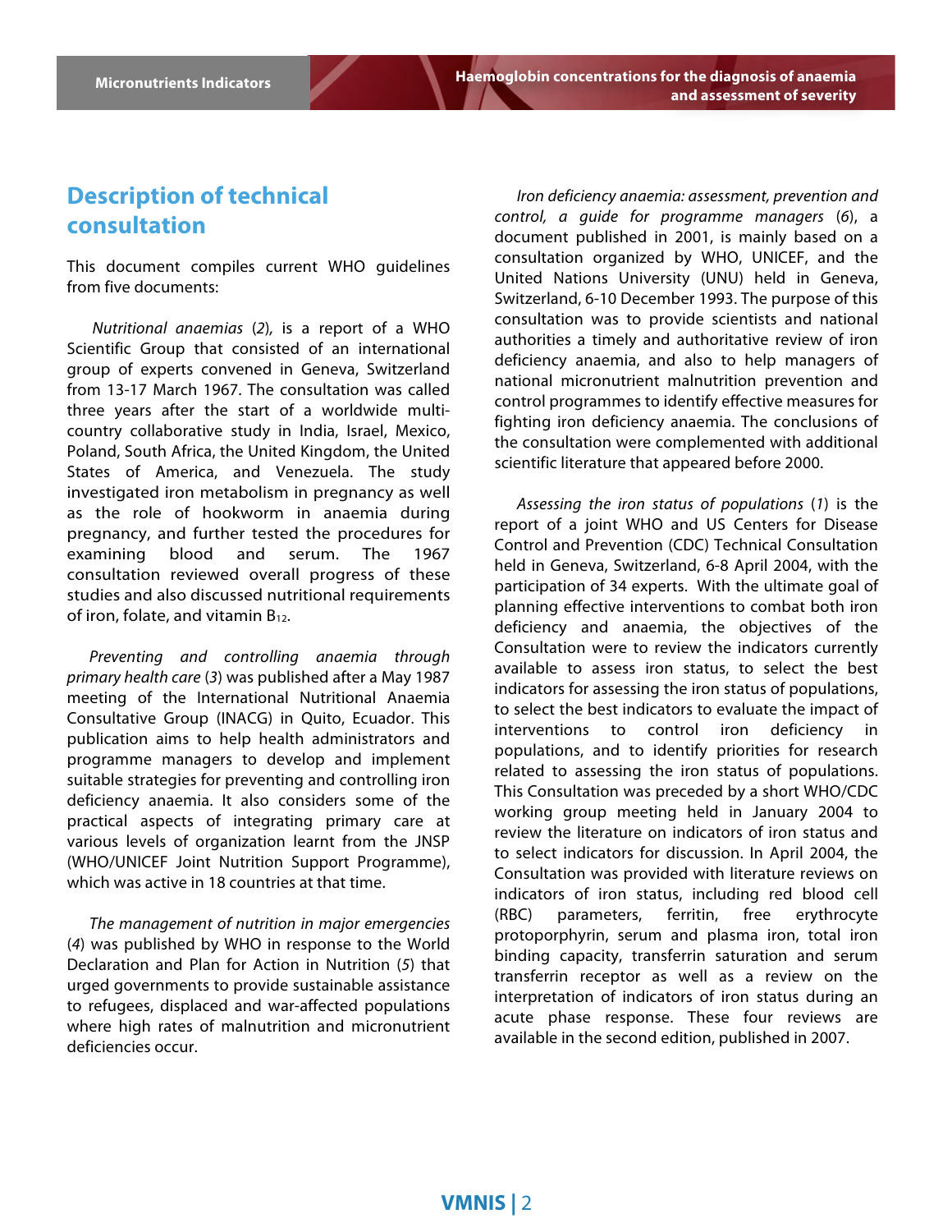## Description of technical consultation

This document compiles current WHO guidelines from five documents:

*Nutritional anaemias* (*2*), is a report of a WHO Scientific Group that consisted of an international group of experts convened in Geneva, Switzerland from 13-17 March 1967. The consultation was called three years after the start of a worldwide multi-country collaborative study in India, Israel, Mexico, Poland, South Africa, the United Kingdom, the United States of America, and Venezuela. The study investigated iron metabolism in pregnancy as well as the role of hookworm in anaemia during pregnancy, and further tested the procedures for examining blood and serum. The 1967 consultation reviewed overall progress of these studies and also discussed nutritional requirements of iron, folate, and vitamin $B_{12}$.

*Preventing and controlling anaemia through primary health care* (*3*) was published after a May 1987 meeting of the International Nutritional Anaemia Consultative Group (INACG) in Quito, Ecuador. This publication aims to help health administrators and programme managers to develop and implement suitable strategies for preventing and controlling iron deficiency anaemia. It also considers some of the practical aspects of integrating primary care at various levels of organization learnt from the JNSP (WHO/UNICEF Joint Nutrition Support Programme), which was active in 18 countries at that time.

*The management of nutrition in major emergencies* (*4*) was published by WHO in response to the World Declaration and Plan for Action in Nutrition (*5*) that urged governments to provide sustainable assistance to refugees, displaced and war-affected populations where high rates of malnutrition and micronutrient deficiencies occur.

*Iron deficiency anaemia: assessment, prevention and control, a guide for programme managers* (*6*), a document published in 2001, is mainly based on a consultation organized by WHO, UNICEF, and the United Nations University (UNU) held in Geneva, Switzerland, 6-10 December 1993. The purpose of this consultation was to provide scientists and national authorities a timely and authoritative review of iron deficiency anaemia, and also to help managers of national micronutrient malnutrition prevention and control programmes to identify effective measures for fighting iron deficiency anaemia. The conclusions of the consultation were complemented with additional scientific literature that appeared before 2000.

*Assessing the iron status of populations* (*1*) is the report of a joint WHO and US Centers for Disease Control and Prevention (CDC) Technical Consultation held in Geneva, Switzerland, 6-8 April 2004, with the participation of 34 experts. With the ultimate goal of planning effective interventions to combat both iron deficiency and anaemia, the objectives of the Consultation were to review the indicators currently available to assess iron status, to select the best indicators for assessing the iron status of populations, to select the best indicators to evaluate the impact of interventions to control iron deficiency in populations, and to identify priorities for research related to assessing the iron status of populations. This Consultation was preceded by a short WHO/CDC working group meeting held in January 2004 to review the literature on indicators of iron status and to select indicators for discussion. In April 2004, the Consultation was provided with literature reviews on indicators of iron status, including red blood cell (RBC) parameters, ferritin, free erythrocyte protoporphyrin, serum and plasma iron, total iron binding capacity, transferrin saturation and serum transferrin receptor as well as a review on the interpretation of indicators of iron status during an acute phase response. These four reviews are available in the second edition, published in 2007.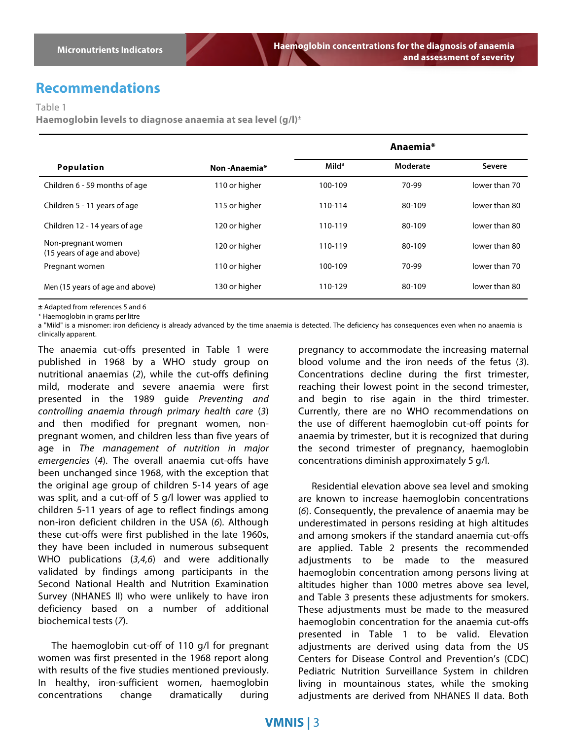## Recommendations

Table 1

**Haemoglobin levels to diagnose anaemia at sea level (g/l)[±]**

| Population | Non -Anaemia* | Anaemia* | | |
|---|---|---|---|---|
| | | Mild[a] | Moderate | Severe |
| Children 6 - 59 months of age | 110 or higher | 100-109 | 70-99 | lower than 70 |
| Children 5 - 11 years of age | 115 or higher | 110-114 | 80-109 | lower than 80 |
| Children 12 - 14 years of age | 120 or higher | 110-119 | 80-109 | lower than 80 |
| Non-pregnant women (15 years of age and above) | 120 or higher | 110-119 | 80-109 | lower than 80 |
| Pregnant women | 110 or higher | 100-109 | 70-99 | lower than 70 |
| Men (15 years of age and above) | 130 or higher | 110-129 | 80-109 | lower than 80 |

± Adapted from references 5 and 6

\* Haemoglobin in grams per litre

a "Mild" is a misnomer: iron deficiency is already advanced by the time anaemia is detected. The deficiency has consequences even when no anaemia is clinically apparent.

The anaemia cut-offs presented in Table 1 were published in 1968 by a WHO study group on nutritional anaemias (*2*), while the cut-offs defining mild, moderate and severe anaemia were first presented in the 1989 guide *Preventing and controlling anaemia through primary health care* (*3*) and then modified for pregnant women, non-pregnant women, and children less than five years of age in *The management of nutrition in major emergencies* (*4*). The overall anaemia cut-offs have been unchanged since 1968, with the exception that the original age group of children 5-14 years of age was split, and a cut-off of 5 g/l lower was applied to children 5-11 years of age to reflect findings among non-iron deficient children in the USA (*6*). Although these cut-offs were first published in the late 1960s, they have been included in numerous subsequent WHO publications (*3,4,6*) and were additionally validated by findings among participants in the Second National Health and Nutrition Examination Survey (NHANES II) who were unlikely to have iron deficiency based on a number of additional biochemical tests (*7*).

The haemoglobin cut-off of 110 g/l for pregnant women was first presented in the 1968 report along with results of the five studies mentioned previously. In healthy, iron-sufficient women, haemoglobin concentrations change dramatically during pregnancy to accommodate the increasing maternal blood volume and the iron needs of the fetus (*3*). Concentrations decline during the first trimester, reaching their lowest point in the second trimester, and begin to rise again in the third trimester. Currently, there are no WHO recommendations on the use of different haemoglobin cut-off points for anaemia by trimester, but it is recognized that during the second trimester of pregnancy, haemoglobin concentrations diminish approximately 5 g/l.

Residential elevation above sea level and smoking are known to increase haemoglobin concentrations (*6*). Consequently, the prevalence of anaemia may be underestimated in persons residing at high altitudes and among smokers if the standard anaemia cut-offs are applied. Table 2 presents the recommended adjustments to be made to the measured haemoglobin concentration among persons living at altitudes higher than 1000 metres above sea level, and Table 3 presents these adjustments for smokers. These adjustments must be made to the measured haemoglobin concentration for the anaemia cut-offs presented in Table 1 to be valid. Elevation adjustments are derived using data from the US Centers for Disease Control and Prevention's (CDC) Pediatric Nutrition Surveillance System in children living in mountainous states, while the smoking adjustments are derived from NHANES II data. Both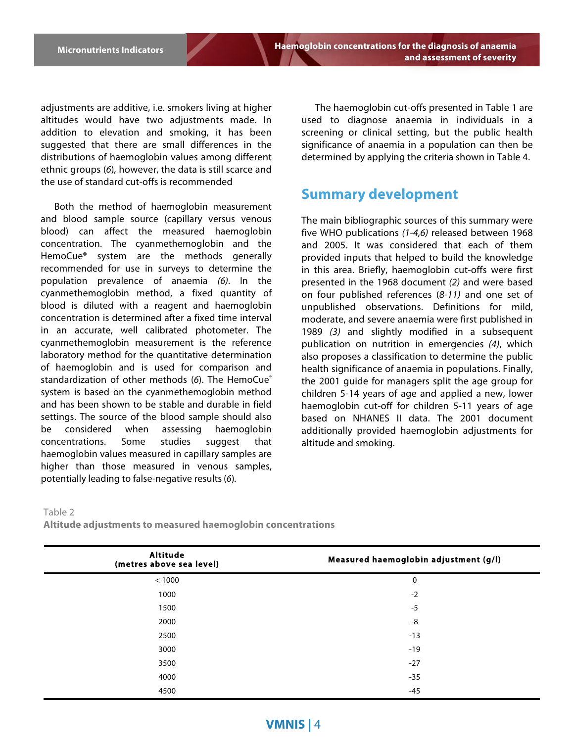adjustments are additive, i.e. smokers living at higher altitudes would have two adjustments made. In addition to elevation and smoking, it has been suggested that there are small differences in the distributions of haemoglobin values among different ethnic groups (*6*), however, the data is still scarce and the use of standard cut-offs is recommended

Both the method of haemoglobin measurement and blood sample source (capillary versus venous blood) can affect the measured haemoglobin concentration. The cyanmethemoglobin and the HemoCue® system are the methods generally recommended for use in surveys to determine the population prevalence of anaemia *(6)*. In the cyanmethemoglobin method, a fixed quantity of blood is diluted with a reagent and haemoglobin concentration is determined after a fixed time interval in an accurate, well calibrated photometer. The cyanmethemoglobin measurement is the reference laboratory method for the quantitative determination of haemoglobin and is used for comparison and standardization of other methods (*6*). The HemoCue® system is based on the cyanmethemoglobin method and has been shown to be stable and durable in field settings. The source of the blood sample should also be considered when assessing haemoglobin concentrations. Some studies suggest that haemoglobin values measured in capillary samples are higher than those measured in venous samples, potentially leading to false-negative results (*6*).

The haemoglobin cut-offs presented in Table 1 are used to diagnose anaemia in individuals in a screening or clinical setting, but the public health significance of anaemia in a population can then be determined by applying the criteria shown in Table 4.

## Summary development

The main bibliographic sources of this summary were five WHO publications *(1-4,6)* released between 1968 and 2005. It was considered that each of them provided inputs that helped to build the knowledge in this area. Briefly, haemoglobin cut-offs were first presented in the 1968 document *(2)* and were based on four published references (*8-11)* and one set of unpublished observations. Definitions for mild, moderate, and severe anaemia were first published in 1989 *(3)* and slightly modified in a subsequent publication on nutrition in emergencies *(4)*, which also proposes a classification to determine the public health significance of anaemia in populations. Finally, the 2001 guide for managers split the age group for children 5-14 years of age and applied a new, lower haemoglobin cut-off for children 5-11 years of age based on NHANES II data. The 2001 document additionally provided haemoglobin adjustments for altitude and smoking.

Table 2

**Altitude adjustments to measured haemoglobin concentrations**

| Altitude (metres above sea level) | Measured haemoglobin adjustment (g/l) |
|---|---|
| < 1000 | 0 |
| 1000 | -2 |
| 1500 | -5 |
| 2000 | -8 |
| 2500 | -13 |
| 3000 | -19 |
| 3500 | -27 |
| 4000 | -35 |
| 4500 | -45 |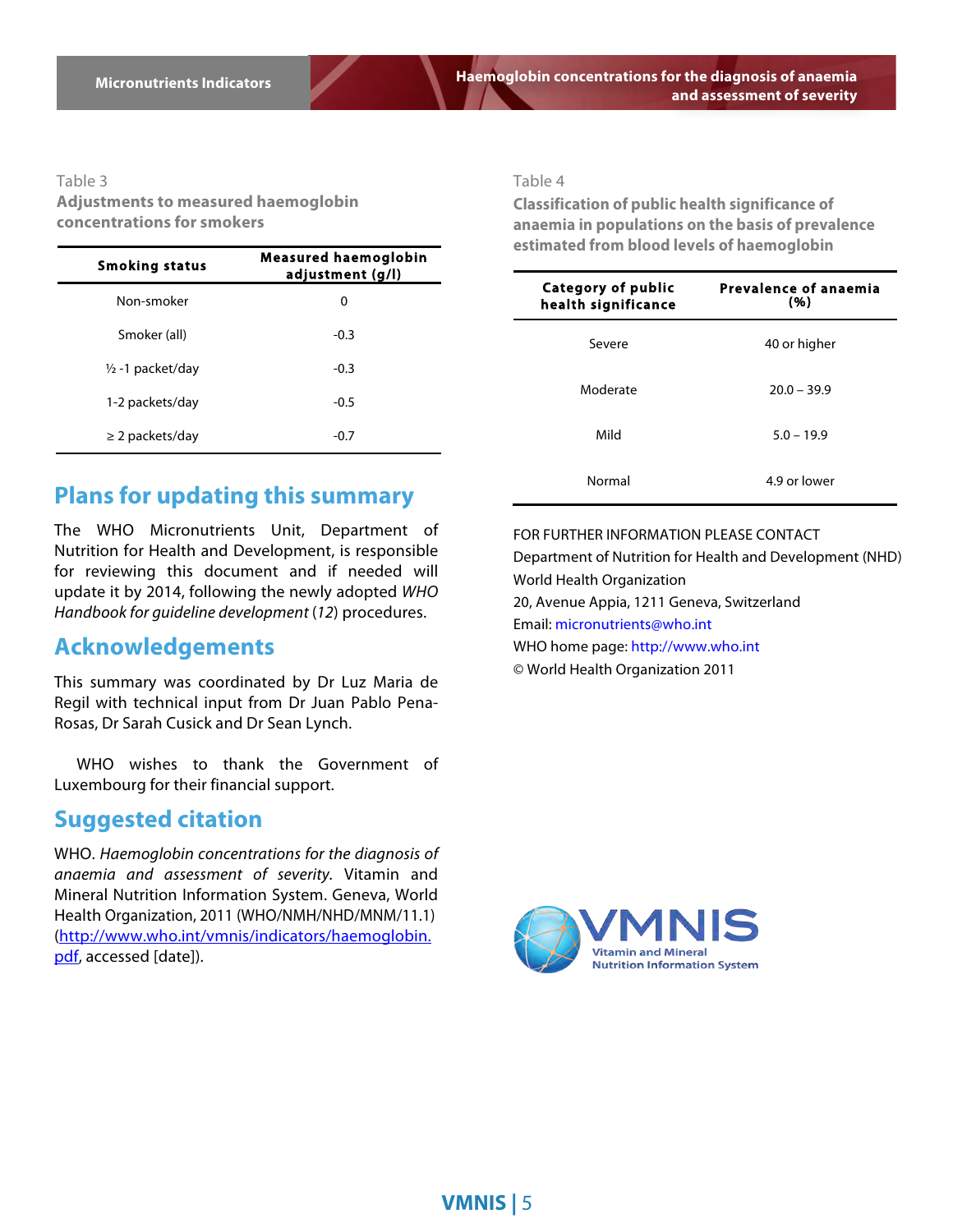Table 3

**Adjustments to measured haemoglobin concentrations for smokers**

| Smoking status | Measured haemoglobin adjustment (g/l) |
|---|---|
| Non-smoker | 0 |
| Smoker (all) | -0.3 |
| ½ -1 packet/day | -0.3 |
| 1-2 packets/day | -0.5 |
| ≥ 2 packets/day | -0.7 |

## Plans for updating this summary

The WHO Micronutrients Unit, Department of Nutrition for Health and Development, is responsible for reviewing this document and if needed will update it by 2014, following the newly adopted *WHO Handbook for guideline development* (*12*) procedures.

## Acknowledgements

This summary was coordinated by Dr Luz Maria de Regil with technical input from Dr Juan Pablo Pena-Rosas, Dr Sarah Cusick and Dr Sean Lynch.

WHO wishes to thank the Government of Luxembourg for their financial support.

## Suggested citation

WHO. *Haemoglobin concentrations for the diagnosis of anaemia and assessment of severity.* Vitamin and Mineral Nutrition Information System. Geneva, World Health Organization, 2011 (WHO/NMH/NHD/MNM/11.1) (http://www.who.int/vmnis/indicators/haemoglobin.pdf, accessed [date]).

Table 4

**Classification of public health significance of anaemia in populations on the basis of prevalence estimated from blood levels of haemoglobin**

| Category of public health significance | Prevalence of anaemia (%) |
|---|---|
| Severe | 40 or higher |
| Moderate | 20.0 – 39.9 |
| Mild | 5.0 – 19.9 |
| Normal | 4.9 or lower |

FOR FURTHER INFORMATION PLEASE CONTACT
Department of Nutrition for Health and Development (NHD)
World Health Organization
20, Avenue Appia, 1211 Geneva, Switzerland
Email: micronutrients@who.int
WHO home page: http://www.who.int
© World Health Organization 2011

VMNIS
Vitamin and Mineral Nutrition Information System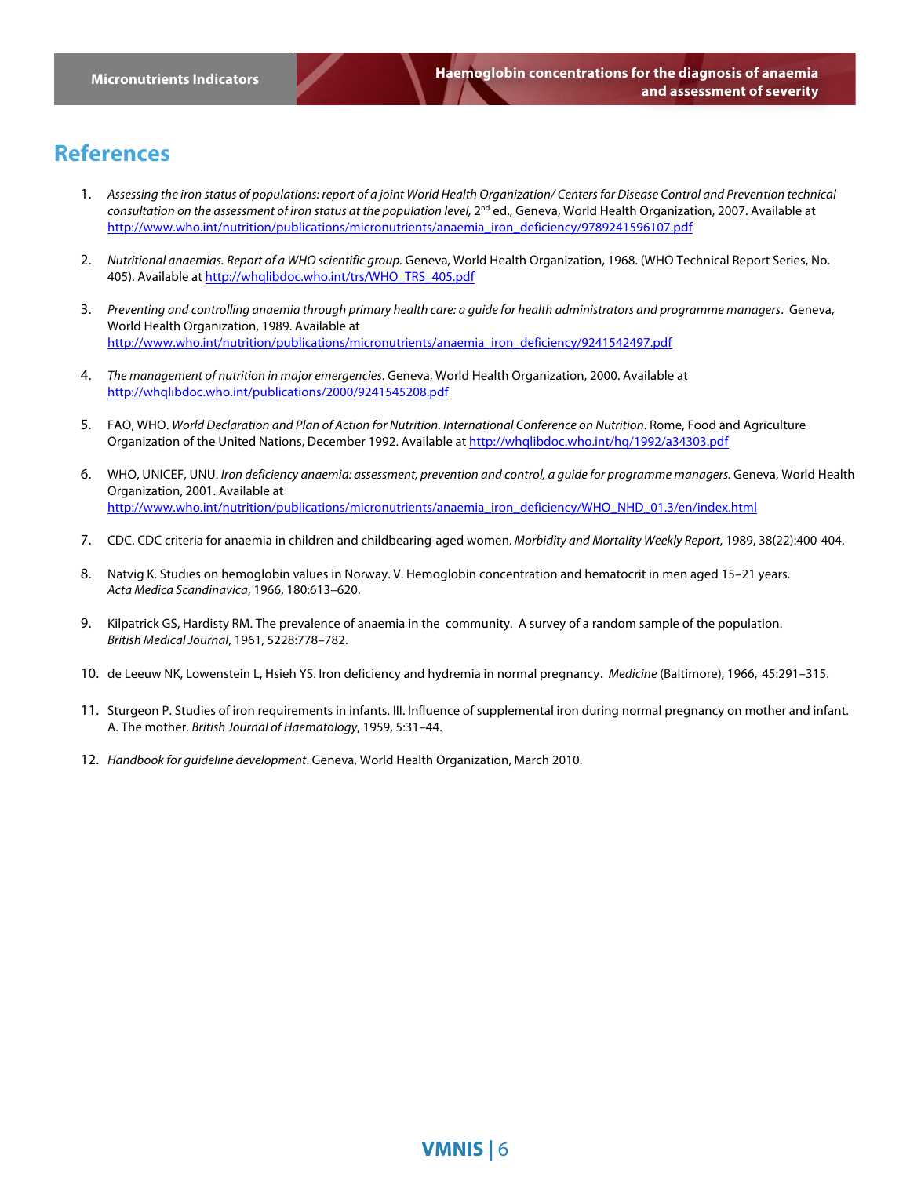## References

1. *Assessing the iron status of populations: report of a joint World Health Organization/ Centers for Disease Control and Prevention technical consultation on the assessment of iron status at the population level,* 2nd ed., Geneva, World Health Organization, 2007. Available at http://www.who.int/nutrition/publications/micronutrients/anaemia_iron_deficiency/9789241596107.pdf

2. *Nutritional anaemias. Report of a WHO scientific group.* Geneva, World Health Organization, 1968. (WHO Technical Report Series, No. 405). Available at http://whqlibdoc.who.int/trs/WHO_TRS_405.pdf

3. *Preventing and controlling anaemia through primary health care: a guide for health administrators and programme managers*. Geneva, World Health Organization, 1989. Available at http://www.who.int/nutrition/publications/micronutrients/anaemia_iron_deficiency/9241542497.pdf

4. *The management of nutrition in major emergencies*. Geneva, World Health Organization, 2000. Available at http://whqlibdoc.who.int/publications/2000/9241545208.pdf

5. FAO, WHO. *World Declaration and Plan of Action for Nutrition. International Conference on Nutrition*. Rome, Food and Agriculture Organization of the United Nations, December 1992. Available at http://whqlibdoc.who.int/hq/1992/a34303.pdf

6. WHO, UNICEF, UNU. *Iron deficiency anaemia: assessment, prevention and control, a guide for programme managers.* Geneva, World Health Organization, 2001. Available at http://www.who.int/nutrition/publications/micronutrients/anaemia_iron_deficiency/WHO_NHD_01.3/en/index.html

7. CDC. CDC criteria for anaemia in children and childbearing-aged women. *Morbidity and Mortality Weekly Report*, 1989, 38(22):400-404.

8. Natvig K. Studies on hemoglobin values in Norway. V. Hemoglobin concentration and hematocrit in men aged 15–21 years. *Acta Medica Scandinavica*, 1966, 180:613–620.

9. Kilpatrick GS, Hardisty RM. The prevalence of anaemia in the community. A survey of a random sample of the population. *British Medical Journal*, 1961, 5228:778–782.

10. de Leeuw NK, Lowenstein L, Hsieh YS. Iron deficiency and hydremia in normal pregnancy. *Medicine* (Baltimore), 1966, 45:291–315.

11. Sturgeon P. Studies of iron requirements in infants. III. Influence of supplemental iron during normal pregnancy on mother and infant. A. The mother. *British Journal of Haematology*, 1959, 5:31–44.

12. *Handbook for guideline development*. Geneva, World Health Organization, March 2010.